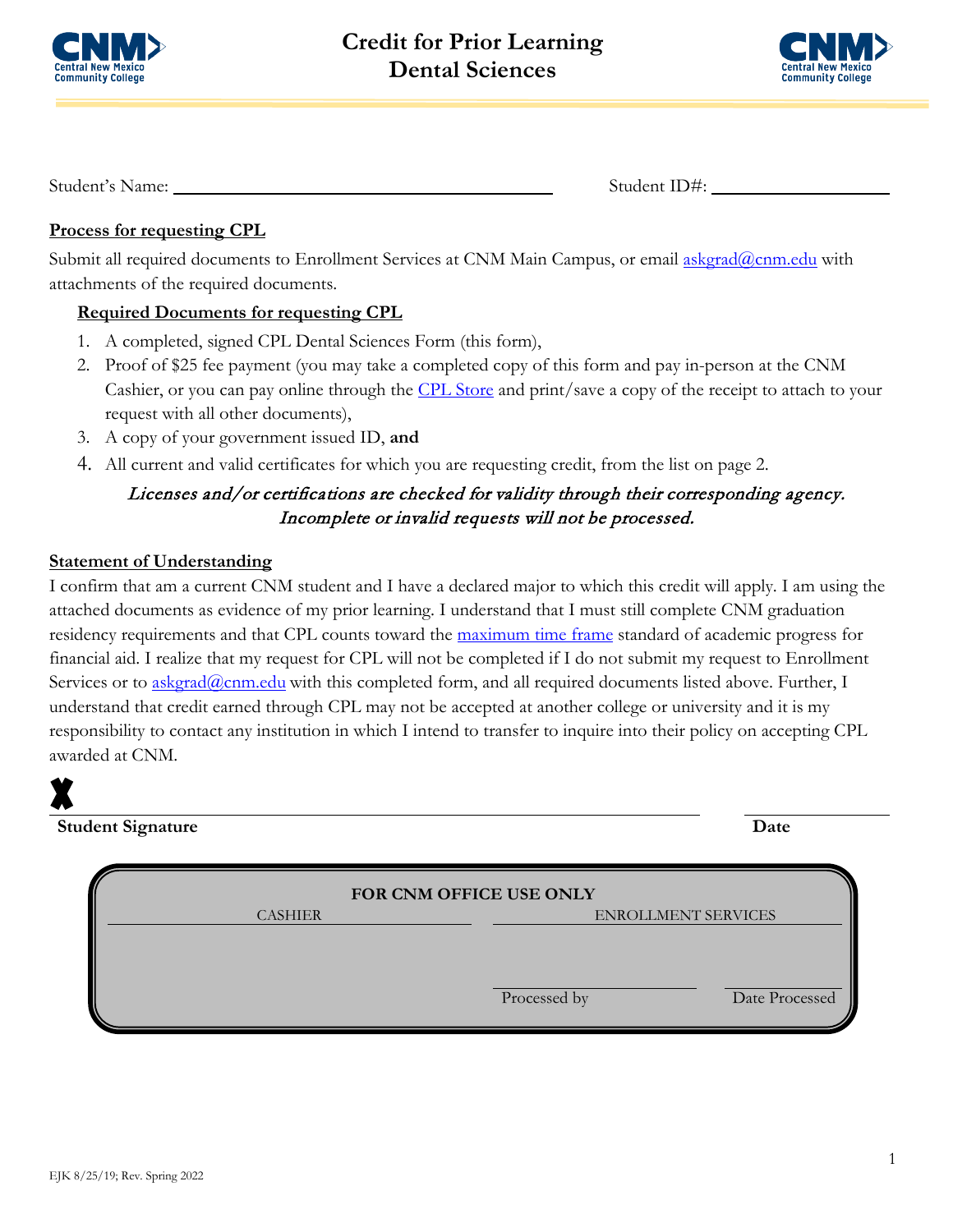# Credit for Prior Learning
# Dental Sciences

Student's Name: ______________________________ Student ID#: ____________________

**Process for requesting CPL**

Submit all required documents to Enrollment Services at CNM Main Campus, or email askgrad@cnm.edu with attachments of the required documents.

**Required Documents for requesting CPL**

1. A completed, signed CPL Dental Sciences Form (this form),
2. Proof of $25 fee payment (you may take a completed copy of this form and pay in-person at the CNM Cashier, or you can pay online through the CPL Store and print/save a copy of the receipt to attach to your request with all other documents),
3. A copy of your government issued ID, **and**
4. All current and valid certificates for which you are requesting credit, from the list on page 2.

*Licenses and/or certifications are checked for validity through their corresponding agency. Incomplete or invalid requests will not be processed.*

**Statement of Understanding**

I confirm that am a current CNM student and I have a declared major to which this credit will apply. I am using the attached documents as evidence of my prior learning. I understand that I must still complete CNM graduation residency requirements and that CPL counts toward the maximum time frame standard of academic progress for financial aid. I realize that my request for CPL will not be completed if I do not submit my request to Enrollment Services or to askgrad@cnm.edu with this completed form, and all required documents listed above. Further, I understand that credit earned through CPL may not be accepted at another college or university and it is my responsibility to contact any institution in which I intend to transfer to inquire into their policy on accepting CPL awarded at CNM.

X ______________________________________________ ____________________

**Student Signature** **Date**

**FOR CNM OFFICE USE ONLY**

| CASHIER | ENROLLMENT SERVICES | |
|---|---|---|
| | Processed by | Date Processed |

EJK 8/25/19; Rev. Spring 2022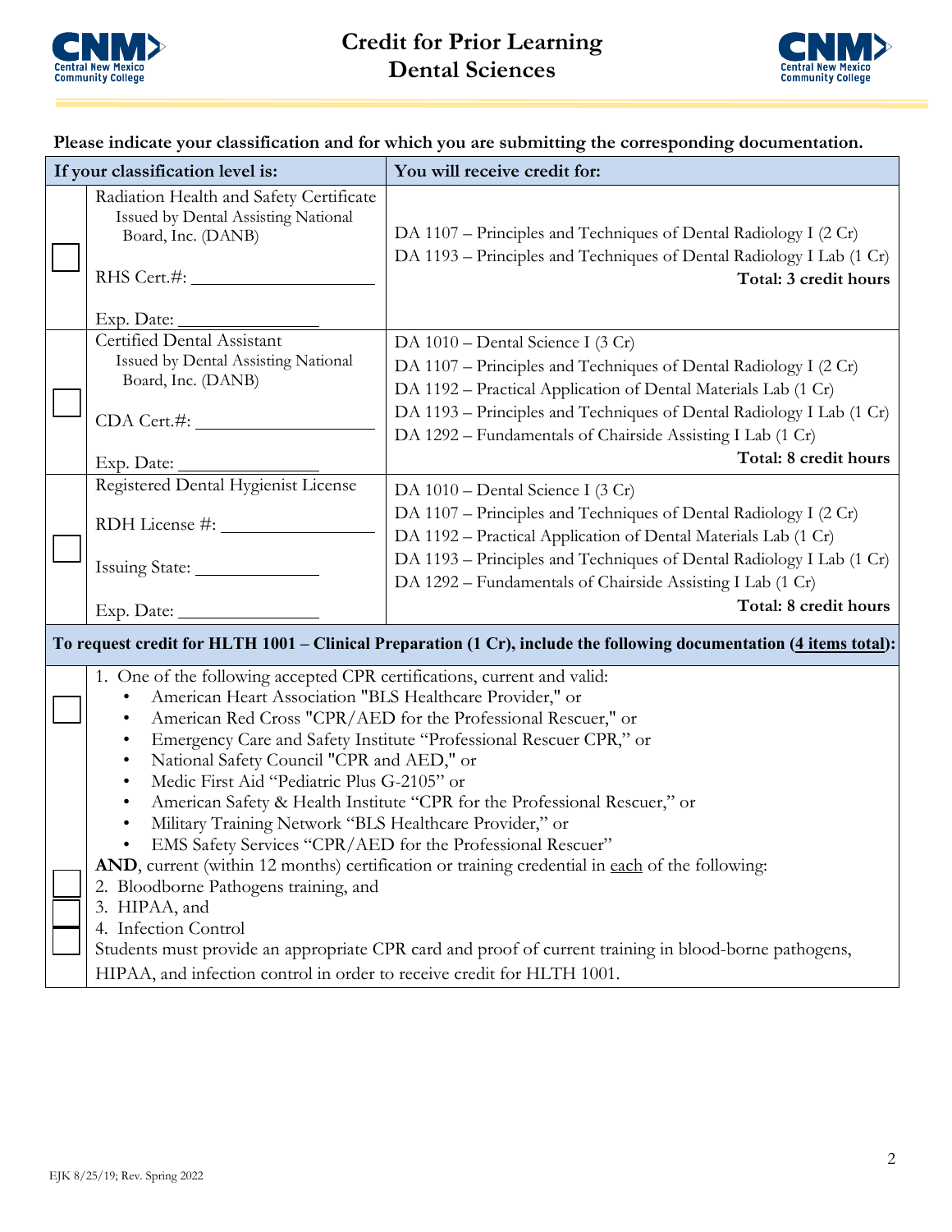# Credit for Prior Learning
# Dental Sciences

**Please indicate your classification and for which you are submitting the corresponding documentation.**

| | If your classification level is: | You will receive credit for: |
|---|---|---|
| ☐ | Radiation Health and Safety Certificate<br>Issued by Dental Assisting National Board, Inc. (DANB)<br><br>RHS Cert.#: ____________________<br><br>Exp. Date: ________________ | DA 1107 – Principles and Techniques of Dental Radiology I (2 Cr)<br>DA 1193 – Principles and Techniques of Dental Radiology I Lab (1 Cr)<br>**Total: 3 credit hours** |
| ☐ | Certified Dental Assistant<br>Issued by Dental Assisting National Board, Inc. (DANB)<br><br>CDA Cert.#: ____________________<br><br>Exp. Date: ________________ | DA 1010 – Dental Science I (3 Cr)<br>DA 1107 – Principles and Techniques of Dental Radiology I (2 Cr)<br>DA 1192 – Practical Application of Dental Materials Lab (1 Cr)<br>DA 1193 – Principles and Techniques of Dental Radiology I Lab (1 Cr)<br>DA 1292 – Fundamentals of Chairside Assisting I Lab (1 Cr)<br>**Total: 8 credit hours** |
| ☐ | Registered Dental Hygienist License<br><br>RDH License #: ________________<br><br>Issuing State: ______________<br><br>Exp. Date: ________________ | DA 1010 – Dental Science I (3 Cr)<br>DA 1107 – Principles and Techniques of Dental Radiology I (2 Cr)<br>DA 1192 – Practical Application of Dental Materials Lab (1 Cr)<br>DA 1193 – Principles and Techniques of Dental Radiology I Lab (1 Cr)<br>DA 1292 – Fundamentals of Chairside Assisting I Lab (1 Cr)<br>**Total: 8 credit hours** |

**To request credit for HLTH 1001 – Clinical Preparation (1 Cr), include the following documentation (4 items total):**

☐ 1. One of the following accepted CPR certifications, current and valid:
- American Heart Association "BLS Healthcare Provider," or
- American Red Cross "CPR/AED for the Professional Rescuer," or
- Emergency Care and Safety Institute "Professional Rescuer CPR," or
- National Safety Council "CPR and AED," or
- Medic First Aid "Pediatric Plus G-2105" or
- American Safety & Health Institute "CPR for the Professional Rescuer," or
- Military Training Network "BLS Healthcare Provider," or
- EMS Safety Services "CPR/AED for the Professional Rescuer"

**AND**, current (within 12 months) certification or training credential in each of the following:

☐ 2. Bloodborne Pathogens training, and

☐ 3. HIPAA, and

☐ 4. Infection Control

Students must provide an appropriate CPR card and proof of current training in blood-borne pathogens, HIPAA, and infection control in order to receive credit for HLTH 1001.

EJK 8/25/19; Rev. Spring 2022